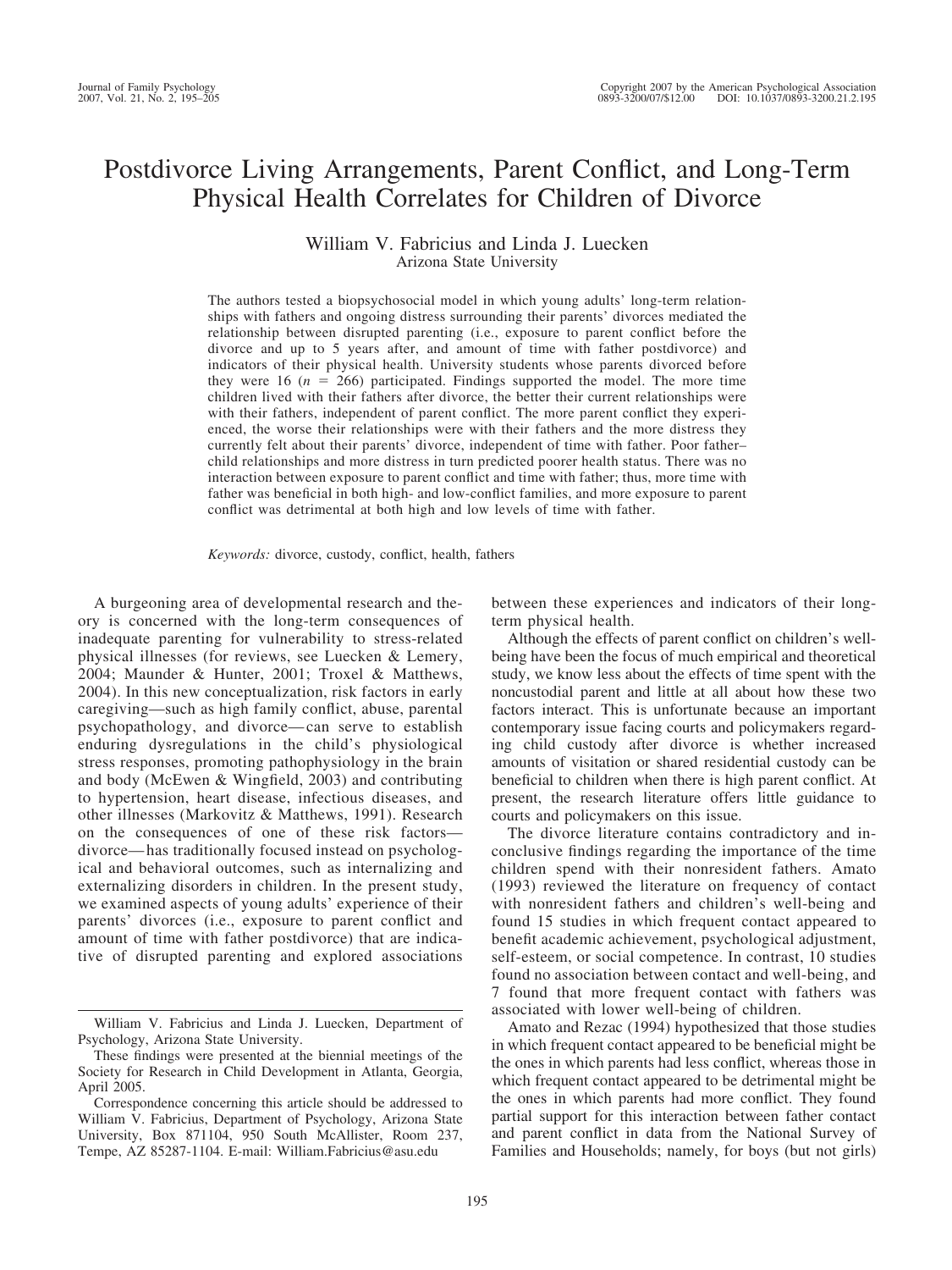# Postdivorce Living Arrangements, Parent Conflict, and Long-Term Physical Health Correlates for Children of Divorce

William V. Fabricius and Linda J. Luecken
Arizona State University

The authors tested a biopsychosocial model in which young adults' long-term relationships with fathers and ongoing distress surrounding their parents' divorces mediated the relationship between disrupted parenting (i.e., exposure to parent conflict before the divorce and up to 5 years after, and amount of time with father postdivorce) and indicators of their physical health. University students whose parents divorced before they were 16 ($n = 266$) participated. Findings supported the model. The more time children lived with their fathers after divorce, the better their current relationships were with their fathers, independent of parent conflict. The more parent conflict they experienced, the worse their relationships were with their fathers and the more distress they currently felt about their parents' divorce, independent of time with father. Poor father–child relationships and more distress in turn predicted poorer health status. There was no interaction between exposure to parent conflict and time with father; thus, more time with father was beneficial in both high- and low-conflict families, and more exposure to parent conflict was detrimental at both high and low levels of time with father.

*Keywords:* divorce, custody, conflict, health, fathers

A burgeoning area of developmental research and theory is concerned with the long-term consequences of inadequate parenting for vulnerability to stress-related physical illnesses (for reviews, see Luecken & Lemery, 2004; Maunder & Hunter, 2001; Troxel & Matthews, 2004). In this new conceptualization, risk factors in early caregiving—such as high family conflict, abuse, parental psychopathology, and divorce—can serve to establish enduring dysregulations in the child's physiological stress responses, promoting pathophysiology in the brain and body (McEwen & Wingfield, 2003) and contributing to hypertension, heart disease, infectious diseases, and other illnesses (Markovitz & Matthews, 1991). Research on the consequences of one of these risk factors—divorce—has traditionally focused instead on psychological and behavioral outcomes, such as internalizing and externalizing disorders in children. In the present study, we examined aspects of young adults' experience of their parents' divorces (i.e., exposure to parent conflict and amount of time with father postdivorce) that are indicative of disrupted parenting and explored associations between these experiences and indicators of their long-term physical health.

Although the effects of parent conflict on children's well-being have been the focus of much empirical and theoretical study, we know less about the effects of time spent with the noncustodial parent and little at all about how these two factors interact. This is unfortunate because an important contemporary issue facing courts and policymakers regarding child custody after divorce is whether increased amounts of visitation or shared residential custody can be beneficial to children when there is high parent conflict. At present, the research literature offers little guidance to courts and policymakers on this issue.

The divorce literature contains contradictory and inconclusive findings regarding the importance of the time children spend with their nonresident fathers. Amato (1993) reviewed the literature on frequency of contact with nonresident fathers and children's well-being and found 15 studies in which frequent contact appeared to benefit academic achievement, psychological adjustment, self-esteem, or social competence. In contrast, 10 studies found no association between contact and well-being, and 7 found that more frequent contact with fathers was associated with lower well-being of children.

Amato and Rezac (1994) hypothesized that those studies in which frequent contact appeared to be beneficial might be the ones in which parents had less conflict, whereas those in which frequent contact appeared to be detrimental might be the ones in which parents had more conflict. They found partial support for this interaction between father contact and parent conflict in data from the National Survey of Families and Households; namely, for boys (but not girls)

---

William V. Fabricius and Linda J. Luecken, Department of Psychology, Arizona State University.

These findings were presented at the biennial meetings of the Society for Research in Child Development in Atlanta, Georgia, April 2005.

Correspondence concerning this article should be addressed to William V. Fabricius, Department of Psychology, Arizona State University, Box 871104, 950 South McAllister, Room 237, Tempe, AZ 85287-1104. E-mail: William.Fabricius@asu.edu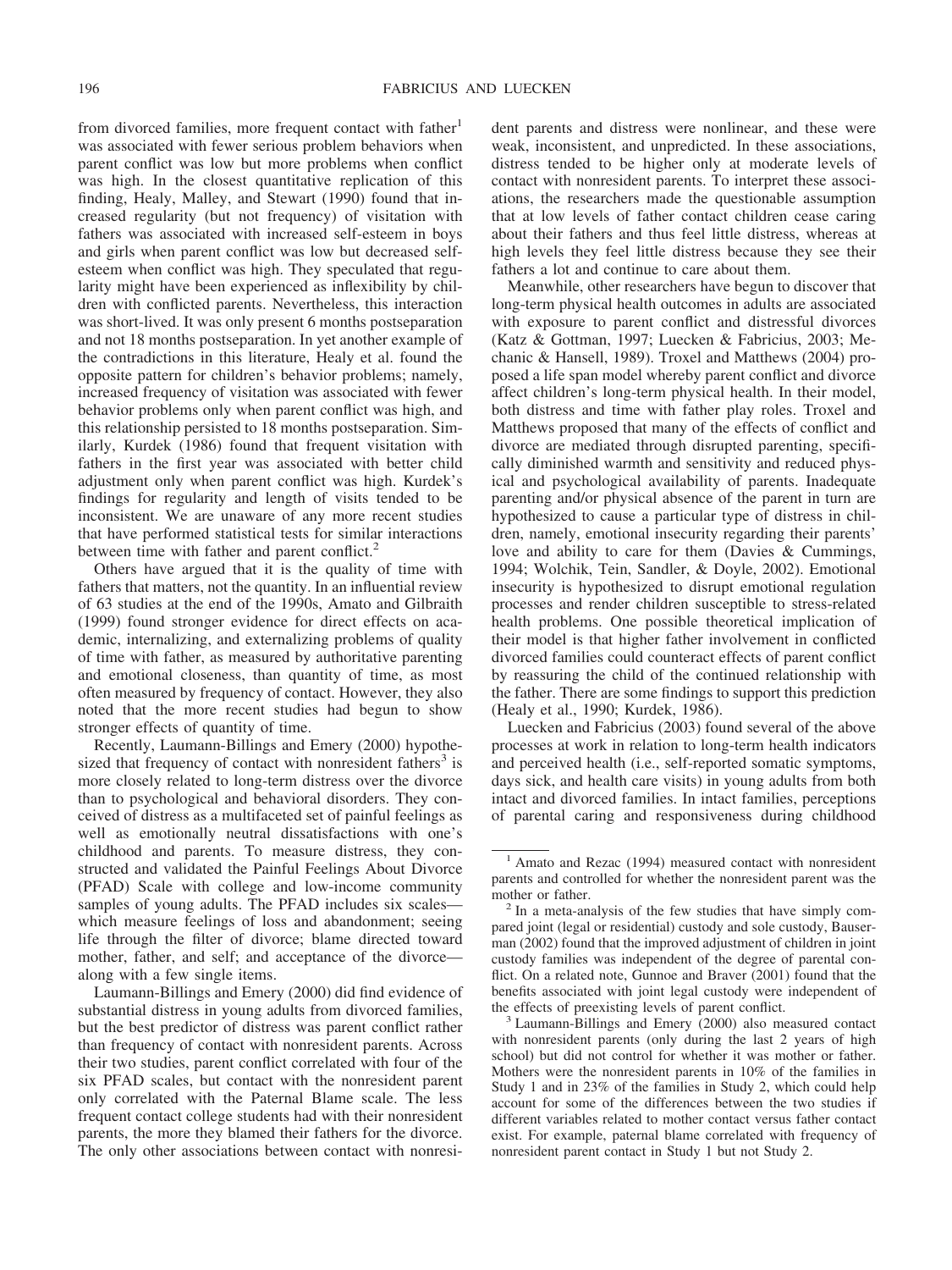from divorced families, more frequent contact with father[1] was associated with fewer serious problem behaviors when parent conflict was low but more problems when conflict was high. In the closest quantitative replication of this finding, Healy, Malley, and Stewart (1990) found that increased regularity (but not frequency) of visitation with fathers was associated with increased self-esteem in boys and girls when parent conflict was low but decreased self-esteem when conflict was high. They speculated that regularity might have been experienced as inflexibility by children with conflicted parents. Nevertheless, this interaction was short-lived. It was only present 6 months postseparation and not 18 months postseparation. In yet another example of the contradictions in this literature, Healy et al. found the opposite pattern for children's behavior problems; namely, increased frequency of visitation was associated with fewer behavior problems only when parent conflict was high, and this relationship persisted to 18 months postseparation. Similarly, Kurdek (1986) found that frequent visitation with fathers in the first year was associated with better child adjustment only when parent conflict was high. Kurdek's findings for regularity and length of visits tended to be inconsistent. We are unaware of any more recent studies that have performed statistical tests for similar interactions between time with father and parent conflict.[2]

Others have argued that it is the quality of time with fathers that matters, not the quantity. In an influential review of 63 studies at the end of the 1990s, Amato and Gilbraith (1999) found stronger evidence for direct effects on academic, internalizing, and externalizing problems of quality of time with father, as measured by authoritative parenting and emotional closeness, than quantity of time, as most often measured by frequency of contact. However, they also noted that the more recent studies had begun to show stronger effects of quantity of time.

Recently, Laumann-Billings and Emery (2000) hypothesized that frequency of contact with nonresident fathers[3] is more closely related to long-term distress over the divorce than to psychological and behavioral disorders. They conceived of distress as a multifaceted set of painful feelings as well as emotionally neutral dissatisfactions with one's childhood and parents. To measure distress, they constructed and validated the Painful Feelings About Divorce (PFAD) Scale with college and low-income community samples of young adults. The PFAD includes six scales—which measure feelings of loss and abandonment; seeing life through the filter of divorce; blame directed toward mother, father, and self; and acceptance of the divorce—along with a few single items.

Laumann-Billings and Emery (2000) did find evidence of substantial distress in young adults from divorced families, but the best predictor of distress was parent conflict rather than frequency of contact with nonresident parents. Across their two studies, parent conflict correlated with four of the six PFAD scales, but contact with the nonresident parent only correlated with the Paternal Blame scale. The less frequent contact college students had with their nonresident parents, the more they blamed their fathers for the divorce. The only other associations between contact with nonresident parents and distress were nonlinear, and these were weak, inconsistent, and unpredicted. In these associations, distress tended to be higher only at moderate levels of contact with nonresident parents. To interpret these associations, the researchers made the questionable assumption that at low levels of father contact children cease caring about their fathers and thus feel little distress, whereas at high levels they feel little distress because they see their fathers a lot and continue to care about them.

Meanwhile, other researchers have begun to discover that long-term physical health outcomes in adults are associated with exposure to parent conflict and distressful divorces (Katz & Gottman, 1997; Luecken & Fabricius, 2003; Mechanic & Hansell, 1989). Troxel and Matthews (2004) proposed a life span model whereby parent conflict and divorce affect children's long-term physical health. In their model, both distress and time with father play roles. Troxel and Matthews proposed that many of the effects of conflict and divorce are mediated through disrupted parenting, specifically diminished warmth and sensitivity and reduced physical and psychological availability of parents. Inadequate parenting and/or physical absence of the parent in turn are hypothesized to cause a particular type of distress in children, namely, emotional insecurity regarding their parents' love and ability to care for them (Davies & Cummings, 1994; Wolchik, Tein, Sandler, & Doyle, 2002). Emotional insecurity is hypothesized to disrupt emotional regulation processes and render children susceptible to stress-related health problems. One possible theoretical implication of their model is that higher father involvement in conflicted divorced families could counteract effects of parent conflict by reassuring the child of the continued relationship with the father. There are some findings to support this prediction (Healy et al., 1990; Kurdek, 1986).

Luecken and Fabricius (2003) found several of the above processes at work in relation to long-term health indicators and perceived health (i.e., self-reported somatic symptoms, days sick, and health care visits) in young adults from both intact and divorced families. In intact families, perceptions of parental caring and responsiveness during childhood

---

[1] Amato and Rezac (1994) measured contact with nonresident parents and controlled for whether the nonresident parent was the mother or father.

[2] In a meta-analysis of the few studies that have simply compared joint (legal or residential) custody and sole custody, Bauserman (2002) found that the improved adjustment of children in joint custody families was independent of the degree of parental conflict. On a related note, Gunnoe and Braver (2001) found that the benefits associated with joint legal custody were independent of the effects of preexisting levels of parent conflict.

[3] Laumann-Billings and Emery (2000) also measured contact with nonresident parents (only during the last 2 years of high school) but did not control for whether it was mother or father. Mothers were the nonresident parents in 10% of the families in Study 1 and in 23% of the families in Study 2, which could help account for some of the differences between the two studies if different variables related to mother contact versus father contact exist. For example, paternal blame correlated with frequency of nonresident parent contact in Study 1 but not Study 2.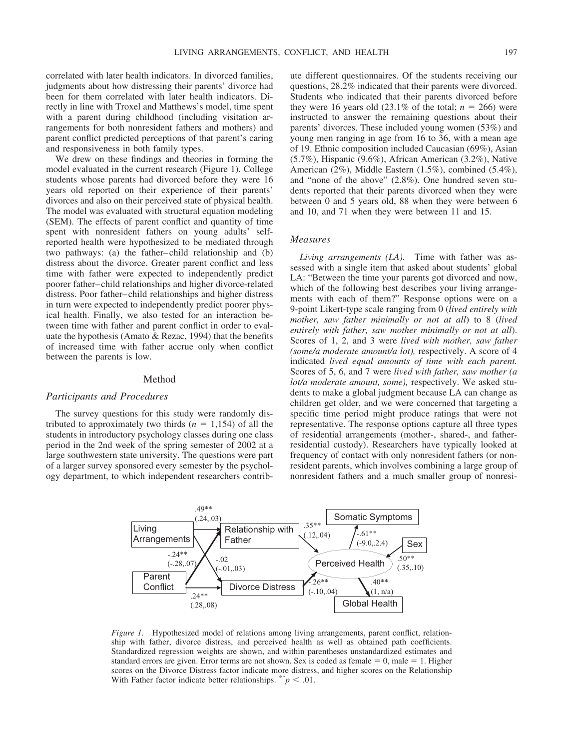correlated with later health indicators. In divorced families, judgments about how distressing their parents' divorce had been for them correlated with later health indicators. Directly in line with Troxel and Matthews's model, time spent with a parent during childhood (including visitation arrangements for both nonresident fathers and mothers) and parent conflict predicted perceptions of that parent's caring and responsiveness in both family types.

We drew on these findings and theories in forming the model evaluated in the current research (Figure 1). College students whose parents had divorced before they were 16 years old reported on their experience of their parents' divorces and also on their perceived state of physical health. The model was evaluated with structural equation modeling (SEM). The effects of parent conflict and quantity of time spent with nonresident fathers on young adults' self-reported health were hypothesized to be mediated through two pathways: (a) the father–child relationship and (b) distress about the divorce. Greater parent conflict and less time with father were expected to independently predict poorer father–child relationships and higher divorce-related distress. Poor father–child relationships and higher distress in turn were expected to independently predict poorer physical health. Finally, we also tested for an interaction between time with father and parent conflict in order to evaluate the hypothesis (Amato & Rezac, 1994) that the benefits of increased time with father accrue only when conflict between the parents is low.

## Method

### Participants and Procedures

The survey questions for this study were randomly distributed to approximately two thirds ($n = 1{,}154$) of all the students in introductory psychology classes during one class period in the 2nd week of the spring semester of 2002 at a large southwestern state university. The questions were part of a larger survey sponsored every semester by the psychology department, to which independent researchers contribute different questionnaires. Of the students receiving our questions, 28.2% indicated that their parents were divorced. Students who indicated that their parents divorced before they were 16 years old (23.1% of the total; $n = 266$) were instructed to answer the remaining questions about their parents' divorces. These included young women (53%) and young men ranging in age from 16 to 36, with a mean age of 19. Ethnic composition included Caucasian (69%), Asian (5.7%), Hispanic (9.6%), African American (3.2%), Native American (2%), Middle Eastern (1.5%), combined (5.4%), and "none of the above" (2.8%). One hundred seven students reported that their parents divorced when they were between 0 and 5 years old, 88 when they were between 6 and 10, and 71 when they were between 11 and 15.

### Measures

*Living arrangements (LA).* Time with father was assessed with a single item that asked about students' global LA: "Between the time your parents got divorced and now, which of the following best describes your living arrangements with each of them?" Response options were on a 9-point Likert-type scale ranging from 0 (*lived entirely with mother, saw father minimally or not at all*) to 8 (*lived entirely with father, saw mother minimally or not at all*). Scores of 1, 2, and 3 were *lived with mother, saw father (some/a moderate amount/a lot),* respectively. A score of 4 indicated *lived equal amounts of time with each parent.* Scores of 5, 6, and 7 were *lived with father, saw mother (a lot/a moderate amount, some),* respectively. We asked students to make a global judgment because LA can change as children get older, and we were concerned that targeting a specific time period might produce ratings that were not representative. The response options capture all three types of residential arrangements (mother-, shared-, and father-residential custody). Researchers have typically looked at frequency of contact with only nonresident fathers (or nonresident parents, which involves combining a large group of nonresident fathers and a much smaller group of nonresi-

Living Arrangements
Parent Conflict
Relationship with Father
Divorce Distress
Somatic Symptoms
Perceived Health
Global Health
Sex
.49** (.24,.03)
-.24** (-.28,.07)
-.02 (-.01,.03)
.24** (.28,.08)
.35** (.12,.04)
-.26** (-.10,.04)
-.61** (-9.0,2.4)
.50** (.35,.10)
.40** (1, n/a)

*Figure 1.* Hypothesized model of relations among living arrangements, parent conflict, relationship with father, divorce distress, and perceived health as well as obtained path coefficients. Standardized regression weights are shown, and within parentheses unstandardized estimates and standard errors are given. Error terms are not shown. Sex is coded as female = 0, male = 1. Higher scores on the Divorce Distress factor indicate more distress, and higher scores on the Relationship With Father factor indicate better relationships. $^{**}p < .01$.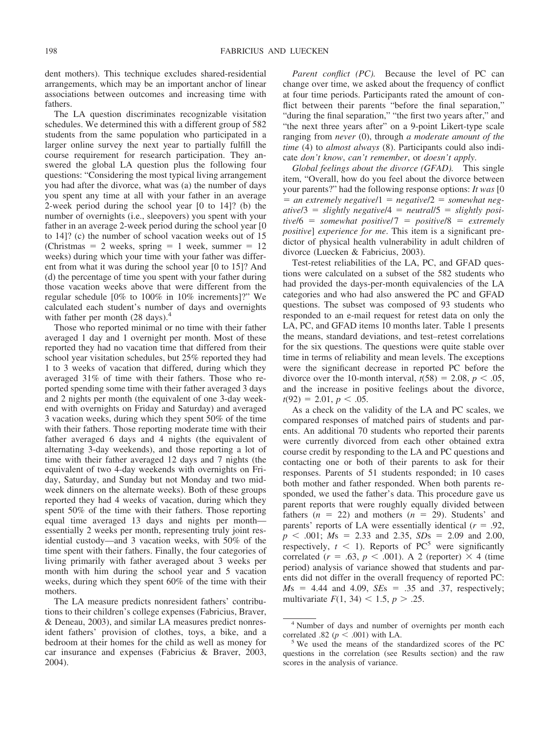dent mothers). This technique excludes shared-residential arrangements, which may be an important anchor of linear associations between outcomes and increasing time with fathers.

The LA question discriminates recognizable visitation schedules. We determined this with a different group of 582 students from the same population who participated in a larger online survey the next year to partially fulfill the course requirement for research participation. They answered the global LA question plus the following four questions: "Considering the most typical living arrangement you had after the divorce, what was (a) the number of days you spent any time at all with your father in an average 2-week period during the school year [0 to 14]? (b) the number of overnights (i.e., sleepovers) you spent with your father in an average 2-week period during the school year [0 to 14]? (c) the number of school vacation weeks out of 15 (Christmas = 2 weeks, spring = 1 week, summer = 12 weeks) during which your time with your father was different from what it was during the school year [0 to 15]? And (d) the percentage of time you spent with your father during those vacation weeks above that were different from the regular schedule [0% to 100% in 10% increments]?" We calculated each student's number of days and overnights with father per month (28 days).[4]

Those who reported minimal or no time with their father averaged 1 day and 1 overnight per month. Most of these reported they had no vacation time that differed from their school year visitation schedules, but 25% reported they had 1 to 3 weeks of vacation that differed, during which they averaged 31% of time with their fathers. Those who reported spending some time with their father averaged 3 days and 2 nights per month (the equivalent of one 3-day weekend with overnights on Friday and Saturday) and averaged 3 vacation weeks, during which they spent 50% of the time with their fathers. Those reporting moderate time with their father averaged 6 days and 4 nights (the equivalent of alternating 3-day weekends), and those reporting a lot of time with their father averaged 12 days and 7 nights (the equivalent of two 4-day weekends with overnights on Friday, Saturday, and Sunday but not Monday and two midweek dinners on the alternate weeks). Both of these groups reported they had 4 weeks of vacation, during which they spent 50% of the time with their fathers. Those reporting equal time averaged 13 days and nights per month—essentially 2 weeks per month, representing truly joint residential custody—and 3 vacation weeks, with 50% of the time spent with their fathers. Finally, the four categories of living primarily with father averaged about 3 weeks per month with him during the school year and 5 vacation weeks, during which they spent 60% of the time with their mothers.

The LA measure predicts nonresident fathers' contributions to their children's college expenses (Fabricius, Braver, & Deneau, 2003), and similar LA measures predict nonresident fathers' provision of clothes, toys, a bike, and a bedroom at their homes for the child as well as money for car insurance and expenses (Fabricius & Braver, 2003, 2004).

*Parent conflict (PC).* Because the level of PC can change over time, we asked about the frequency of conflict at four time periods. Participants rated the amount of conflict between their parents "before the final separation," "during the final separation," "the first two years after," and "the next three years after" on a 9-point Likert-type scale ranging from *never* (0), through *a moderate amount of the time* (4) to *almost always* (8). Participants could also indicate *don't know*, *can't remember*, or *doesn't apply*.

*Global feelings about the divorce (GFAD).* This single item, "Overall, how do you feel about the divorce between your parents?" had the following response options: *It was* [0 = *an extremely negative*/1 = *negative*/2 = *somewhat negative*/3 = *slightly negative*/4 = *neutral*/5 = *slightly positive*/6 = *somewhat positive*/7 = *positive*/8 = *extremely positive*] *experience for me*. This item is a significant predictor of physical health vulnerability in adult children of divorce (Luecken & Fabricius, 2003).

Test-retest reliabilities of the LA, PC, and GFAD questions were calculated on a subset of the 582 students who had provided the days-per-month equivalencies of the LA categories and who had also answered the PC and GFAD questions. The subset was composed of 93 students who responded to an e-mail request for retest data on only the LA, PC, and GFAD items 10 months later. Table 1 presents the means, standard deviations, and test–retest correlations for the six questions. The questions were quite stable over time in terms of reliability and mean levels. The exceptions were the significant decrease in reported PC before the divorce over the 10-month interval, $t(58) = 2.08$, $p < .05$, and the increase in positive feelings about the divorce, $t(92) = 2.01$, $p < .05$.

As a check on the validity of the LA and PC scales, we compared responses of matched pairs of students and parents. An additional 70 students who reported their parents were currently divorced from each other obtained extra course credit by responding to the LA and PC questions and contacting one or both of their parents to ask for their responses. Parents of 51 students responded; in 10 cases both mother and father responded. When both parents responded, we used the father's data. This procedure gave us parent reports that were roughly equally divided between fathers ($n = 22$) and mothers ($n = 29$). Students' and parents' reports of LA were essentially identical ($r = .92$, $p < .001$; $M$s = 2.33 and 2.35, $SD$s = 2.09 and 2.00, respectively, $t < 1$). Reports of PC[5] were significantly correlated ($r = .63$, $p < .001$). A 2 (reporter) × 4 (time period) analysis of variance showed that students and parents did not differ in the overall frequency of reported PC: $M$s = 4.44 and 4.09, $SE$s = .35 and .37, respectively; multivariate $F(1, 34) < 1.5$, $p > .25$.

[4] Number of days and number of overnights per month each correlated .82 ($p < .001$) with LA.

[5] We used the means of the standardized scores of the PC questions in the correlation (see Results section) and the raw scores in the analysis of variance.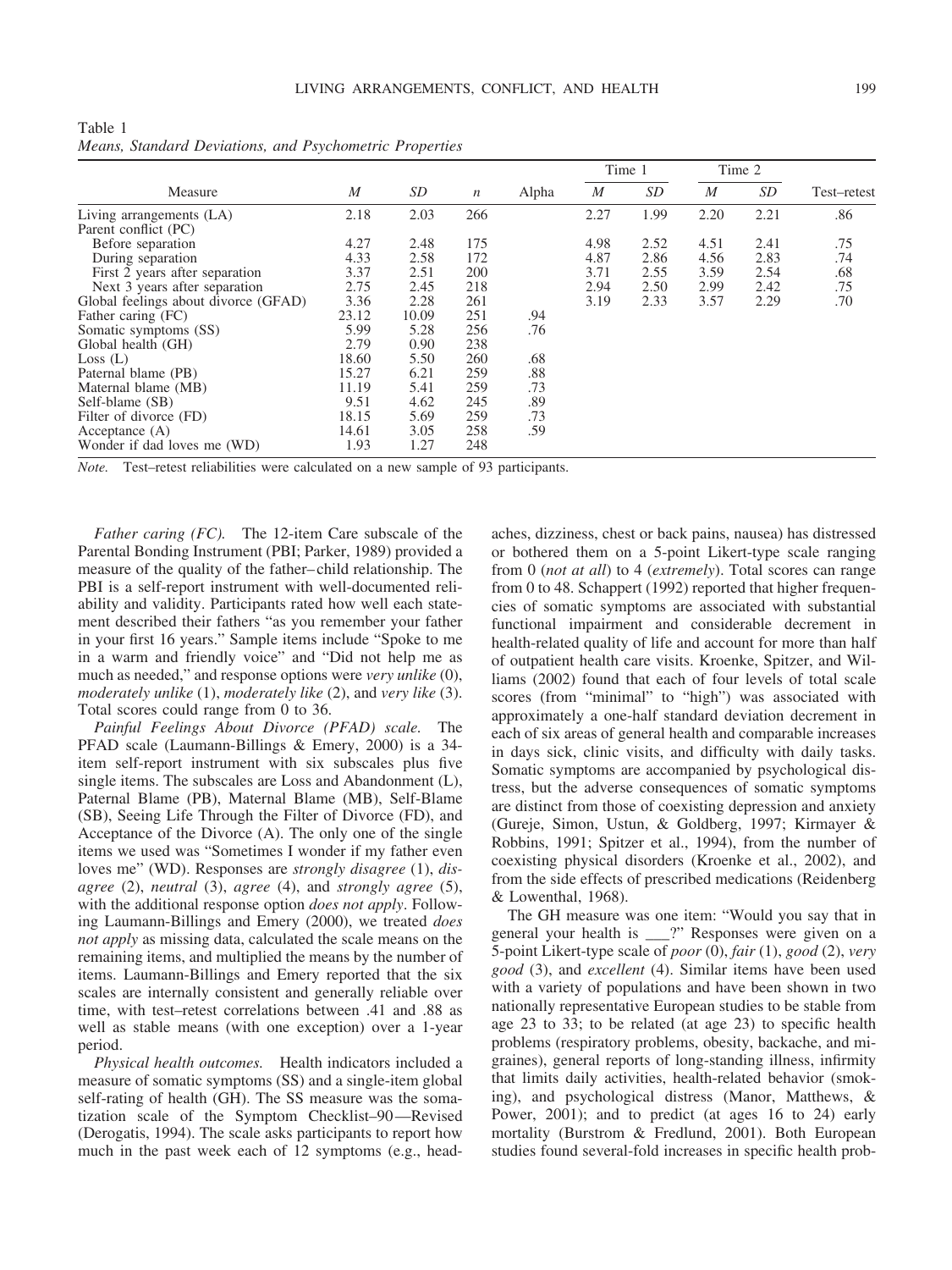Table 1
*Means, Standard Deviations, and Psychometric Properties*

| Measure | *M* | *SD* | *n* | Alpha | Time 1 | | Time 2 | | Test–retest |
|---|---|---|---|---|---|---|---|---|---|
| | | | | | *M* | *SD* | *M* | *SD* | |
| Living arrangements (LA) | 2.18 | 2.03 | 266 | | 2.27 | 1.99 | 2.20 | 2.21 | .86 |
| Parent conflict (PC) | | | | | | | | | |
| Before separation | 4.27 | 2.48 | 175 | | 4.98 | 2.52 | 4.51 | 2.41 | .75 |
| During separation | 4.33 | 2.58 | 172 | | 4.87 | 2.86 | 4.56 | 2.83 | .74 |
| First 2 years after separation | 3.37 | 2.51 | 200 | | 3.71 | 2.55 | 3.59 | 2.54 | .68 |
| Next 3 years after separation | 2.75 | 2.45 | 218 | | 2.94 | 2.50 | 2.99 | 2.42 | .75 |
| Global feelings about divorce (GFAD) | 3.36 | 2.28 | 261 | | 3.19 | 2.33 | 3.57 | 2.29 | .70 |
| Father caring (FC) | 23.12 | 10.09 | 251 | .94 | | | | | |
| Somatic symptoms (SS) | 5.99 | 5.28 | 256 | .76 | | | | | |
| Global health (GH) | 2.79 | 0.90 | 238 | | | | | | |
| Loss (L) | 18.60 | 5.50 | 260 | .68 | | | | | |
| Paternal blame (PB) | 15.27 | 6.21 | 259 | .88 | | | | | |
| Maternal blame (MB) | 11.19 | 5.41 | 259 | .73 | | | | | |
| Self-blame (SB) | 9.51 | 4.62 | 245 | .89 | | | | | |
| Filter of divorce (FD) | 18.15 | 5.69 | 259 | .73 | | | | | |
| Acceptance (A) | 14.61 | 3.05 | 258 | .59 | | | | | |
| Wonder if dad loves me (WD) | 1.93 | 1.27 | 248 | | | | | | |

*Note.* Test–retest reliabilities were calculated on a new sample of 93 participants.

*Father caring (FC).* The 12-item Care subscale of the Parental Bonding Instrument (PBI; Parker, 1989) provided a measure of the quality of the father–child relationship. The PBI is a self-report instrument with well-documented reliability and validity. Participants rated how well each statement described their fathers "as you remember your father in your first 16 years." Sample items include "Spoke to me in a warm and friendly voice" and "Did not help me as much as needed," and response options were *very unlike* (0), *moderately unlike* (1), *moderately like* (2), and *very like* (3). Total scores could range from 0 to 36.

*Painful Feelings About Divorce (PFAD) scale.* The PFAD scale (Laumann-Billings & Emery, 2000) is a 34-item self-report instrument with six subscales plus five single items. The subscales are Loss and Abandonment (L), Paternal Blame (PB), Maternal Blame (MB), Self-Blame (SB), Seeing Life Through the Filter of Divorce (FD), and Acceptance of the Divorce (A). The only one of the single items we used was "Sometimes I wonder if my father even loves me" (WD). Responses are *strongly disagree* (1), *disagree* (2), *neutral* (3), *agree* (4), and *strongly agree* (5), with the additional response option *does not apply*. Following Laumann-Billings and Emery (2000), we treated *does not apply* as missing data, calculated the scale means on the remaining items, and multiplied the means by the number of items. Laumann-Billings and Emery reported that the six scales are internally consistent and generally reliable over time, with test–retest correlations between .41 and .88 as well as stable means (with one exception) over a 1-year period.

*Physical health outcomes.* Health indicators included a measure of somatic symptoms (SS) and a single-item global self-rating of health (GH). The SS measure was the somatization scale of the Symptom Checklist–90—Revised (Derogatis, 1994). The scale asks participants to report how much in the past week each of 12 symptoms (e.g., headaches, dizziness, chest or back pains, nausea) has distressed or bothered them on a 5-point Likert-type scale ranging from 0 (*not at all*) to 4 (*extremely*). Total scores can range from 0 to 48. Schappert (1992) reported that higher frequencies of somatic symptoms are associated with substantial functional impairment and considerable decrement in health-related quality of life and account for more than half of outpatient health care visits. Kroenke, Spitzer, and Williams (2002) found that each of four levels of total scale scores (from "minimal" to "high") was associated with approximately a one-half standard deviation decrement in each of six areas of general health and comparable increases in days sick, clinic visits, and difficulty with daily tasks. Somatic symptoms are accompanied by psychological distress, but the adverse consequences of somatic symptoms are distinct from those of coexisting depression and anxiety (Gureje, Simon, Ustun, & Goldberg, 1997; Kirmayer & Robbins, 1991; Spitzer et al., 1994), from the number of coexisting physical disorders (Kroenke et al., 2002), and from the side effects of prescribed medications (Reidenberg & Lowenthal, 1968).

The GH measure was one item: "Would you say that in general your health is ___?" Responses were given on a 5-point Likert-type scale of *poor* (0), *fair* (1), *good* (2), *very good* (3), and *excellent* (4). Similar items have been used with a variety of populations and have been shown in two nationally representative European studies to be stable from age 23 to 33; to be related (at age 23) to specific health problems (respiratory problems, obesity, backache, and migraines), general reports of long-standing illness, infirmity that limits daily activities, health-related behavior (smoking), and psychological distress (Manor, Matthews, & Power, 2001); and to predict (at ages 16 to 24) early mortality (Burstrom & Fredlund, 2001). Both European studies found several-fold increases in specific health prob-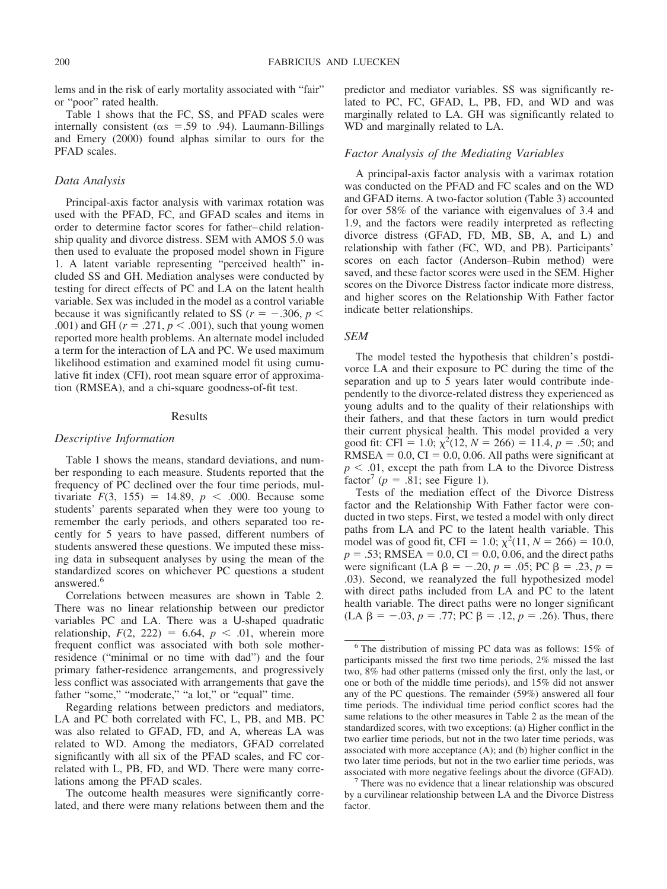lems and in the risk of early mortality associated with "fair" or "poor" rated health.

Table 1 shows that the FC, SS, and PFAD scales were internally consistent ($\alpha$s $= .59$ to $.94$). Laumann-Billings and Emery (2000) found alphas similar to ours for the PFAD scales.

### Data Analysis

Principal-axis factor analysis with varimax rotation was used with the PFAD, FC, and GFAD scales and items in order to determine factor scores for father–child relationship quality and divorce distress. SEM with AMOS 5.0 was then used to evaluate the proposed model shown in Figure 1. A latent variable representing "perceived health" included SS and GH. Mediation analyses were conducted by testing for direct effects of PC and LA on the latent health variable. Sex was included in the model as a control variable because it was significantly related to SS ($r = -.306$, $p < .001$) and GH ($r = .271$, $p < .001$), such that young women reported more health problems. An alternate model included a term for the interaction of LA and PC. We used maximum likelihood estimation and examined model fit using cumulative fit index (CFI), root mean square error of approximation (RMSEA), and a chi-square goodness-of-fit test.

## Results

### Descriptive Information

Table 1 shows the means, standard deviations, and number responding to each measure. Students reported that the frequency of PC declined over the four time periods, multivariate $F(3, 155) = 14.89$, $p < .000$. Because some students' parents separated when they were too young to remember the early periods, and others separated too recently for 5 years to have passed, different numbers of students answered these questions. We imputed these missing data in subsequent analyses by using the mean of the standardized scores on whichever PC questions a student answered.[6]

Correlations between measures are shown in Table 2. There was no linear relationship between our predictor variables PC and LA. There was a U-shaped quadratic relationship, $F(2, 222) = 6.64$, $p < .01$, wherein more frequent conflict was associated with both sole mother-residence ("minimal or no time with dad") and the four primary father-residence arrangements, and progressively less conflict was associated with arrangements that gave the father "some," "moderate," "a lot," or "equal" time.

Regarding relations between predictors and mediators, LA and PC both correlated with FC, L, PB, and MB. PC was also related to GFAD, FD, and A, whereas LA was related to WD. Among the mediators, GFAD correlated significantly with all six of the PFAD scales, and FC correlated with L, PB, FD, and WD. There were many correlations among the PFAD scales.

The outcome health measures were significantly correlated, and there were many relations between them and the predictor and mediator variables. SS was significantly related to PC, FC, GFAD, L, PB, FD, and WD and was marginally related to LA. GH was significantly related to WD and marginally related to LA.

### Factor Analysis of the Mediating Variables

A principal-axis factor analysis with a varimax rotation was conducted on the PFAD and FC scales and on the WD and GFAD items. A two-factor solution (Table 3) accounted for over 58% of the variance with eigenvalues of 3.4 and 1.9, and the factors were readily interpreted as reflecting divorce distress (GFAD, FD, MB, SB, A, and L) and relationship with father (FC, WD, and PB). Participants' scores on each factor (Anderson–Rubin method) were saved, and these factor scores were used in the SEM. Higher scores on the Divorce Distress factor indicate more distress, and higher scores on the Relationship With Father factor indicate better relationships.

### SEM

The model tested the hypothesis that children's postdivorce LA and their exposure to PC during the time of the separation and up to 5 years later would contribute independently to the divorce-related distress they experienced as young adults and to the quality of their relationships with their fathers, and that these factors in turn would predict their current physical health. This model provided a very good fit: CFI = 1.0; $\chi^2(12, N = 266) = 11.4$, $p = .50$; and RMSEA = 0.0, CI = 0.0, 0.06. All paths were significant at $p < .01$, except the path from LA to the Divorce Distress factor[7] ($p = .81$; see Figure 1).

Tests of the mediation effect of the Divorce Distress factor and the Relationship With Father factor were conducted in two steps. First, we tested a model with only direct paths from LA and PC to the latent health variable. This model was of good fit, CFI = 1.0; $\chi^2(11, N = 266) = 10.0$, $p = .53$; RMSEA = 0.0, CI = 0.0, 0.06, and the direct paths were significant (LA $\beta = -.20$, $p = .05$; PC $\beta = .23$, $p = .03$). Second, we reanalyzed the full hypothesized model with direct paths included from LA and PC to the latent health variable. The direct paths were no longer significant (LA $\beta = -.03$, $p = .77$; PC $\beta = .12$, $p = .26$). Thus, there

[6] The distribution of missing PC data was as follows: 15% of participants missed the first two time periods, 2% missed the last two, 8% had other patterns (missed only the first, only the last, or one or both of the middle time periods), and 15% did not answer any of the PC questions. The remainder (59%) answered all four time periods. The individual time period conflict scores had the same relations to the other measures in Table 2 as the mean of the standardized scores, with two exceptions: (a) Higher conflict in the two earlier time periods, but not in the two later time periods, was associated with more acceptance (A); and (b) higher conflict in the two later time periods, but not in the two earlier time periods, was associated with more negative feelings about the divorce (GFAD).

[7] There was no evidence that a linear relationship was obscured by a curvilinear relationship between LA and the Divorce Distress factor.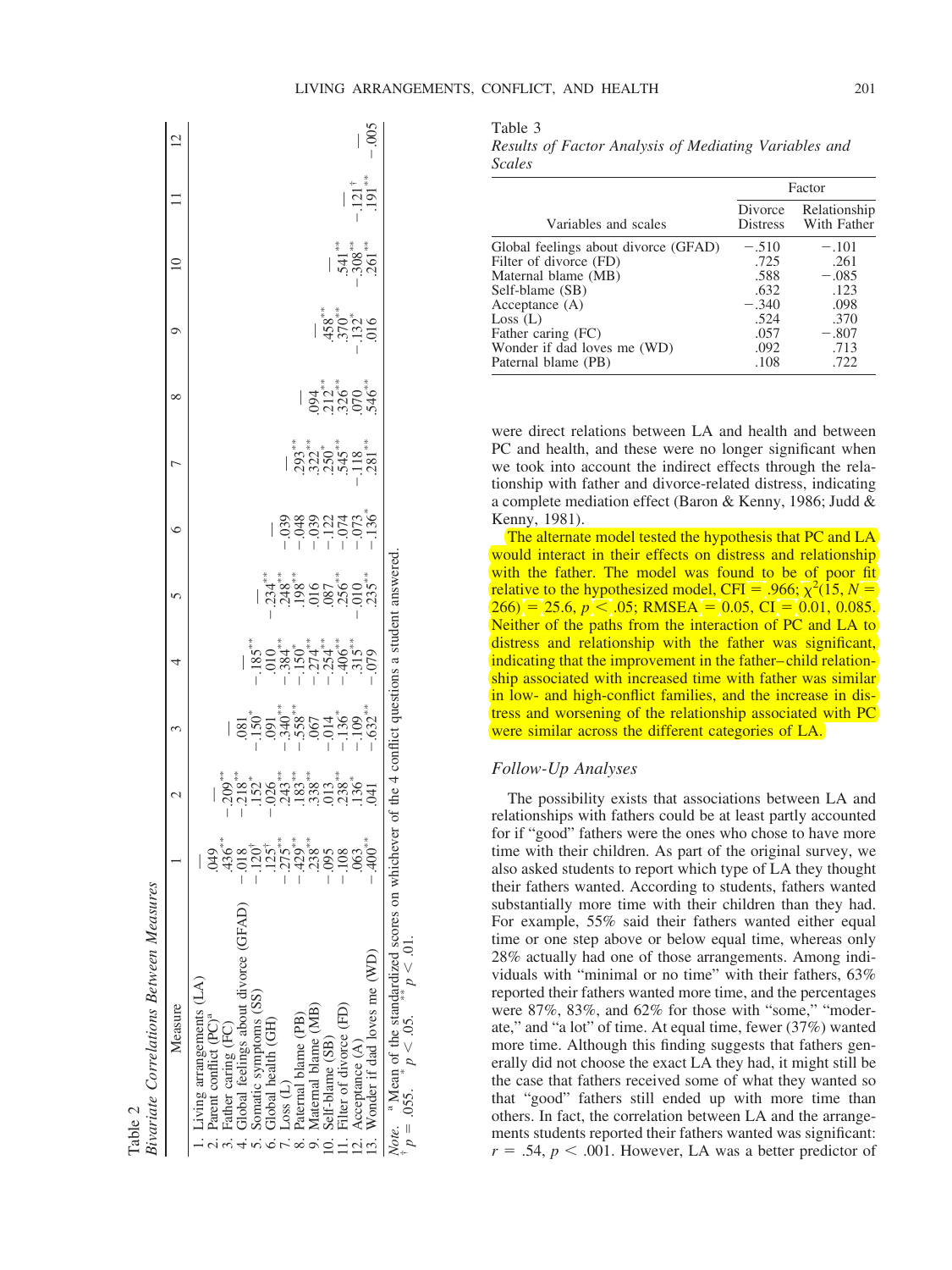Table 2

*Bivariate Correlations Between Measures*

| Measure | 1 | 2 | 3 | 4 | 5 | 6 | 7 | 8 | 9 | 10 | 11 | 12 |
|---|---|---|---|---|---|---|---|---|---|---|---|---|
| 1. Living arrangements (LA) | — | | | | | | | | | | | |
| 2. Parent conflict (PC)[a] | .049 | — | | | | | | | | | | |
| 3. Father caring (FC) | .436** | −.209** | — | | | | | | | | | |
| 4. Global feelings about divorce (GFAD) | −.018 | −.218** | .081 | — | | | | | | | | |
| 5. Somatic symptoms (SS) | −.120† | .152* | −.150* | −.185** | — | | | | | | | |
| 6. Global health (GH) | .125† | −.026 | .091 | .010 | −.234** | — | | | | | | |
| 7. Loss (L) | −.275** | .243** | −.340** | −.384** | .248** | −.039 | — | | | | | |
| 8. Paternal blame (PB) | −.429** | .183** | −.558** | −.150* | .198* | −.048 | .293** | — | | | | |
| 9. Maternal blame (MB) | .238** | .338** | .067 | −.274** | .016 | −.039 | .322** | .094 | — | | | |
| 10. Self-blame (SB) | −.095 | .013 | −.014 | −.254** | .087 | −.122 | .250* | .212** | .458** | — | | |
| 11. Filter of divorce (FD) | −.108 | .238** | −.136* | −.406** | .256** | −.074 | .545** | .326** | .370** | .541** | — | |
| 12. Acceptance (A) | .063 | .136* | −.109 | .315** | −.010 | −.073 | −.118 | .070 | −.132* | −.308** | −.121† | — |
| 13. Wonder if dad loves me (WD) | −.400** | .041 | −.632** | −.079 | .235** | −.136* | .281** | .546** | .016 | .261** | .191** | −.005 |

*Note.* [a] Mean of the standardized scores on whichever of the 4 conflict questions a student answered.
† $p = .055$. * $p < .05$. ** $p < .01$.

Table 3

*Results of Factor Analysis of Mediating Variables and Scales*

| Variables and scales | Factor | |
|---|---|---|
| | Divorce Distress | Relationship With Father |
| Global feelings about divorce (GFAD) | −.510 | −.101 |
| Filter of divorce (FD) | .725 | .261 |
| Maternal blame (MB) | .588 | −.085 |
| Self-blame (SB) | .632 | .123 |
| Acceptance (A) | −.340 | .098 |
| Loss (L) | .524 | .370 |
| Father caring (FC) | .057 | −.807 |
| Wonder if dad loves me (WD) | .092 | .713 |
| Paternal blame (PB) | .108 | .722 |

were direct relations between LA and health and between PC and health, and these were no longer significant when we took into account the indirect effects through the relationship with father and divorce-related distress, indicating a complete mediation effect (Baron & Kenny, 1986; Judd & Kenny, 1981).

The alternate model tested the hypothesis that PC and LA would interact in their effects on distress and relationship with the father. The model was found to be of poor fit relative to the hypothesized model, CFI = .966; $\chi^2(15, N = 266) = 25.6$, $p < .05$; RMSEA = 0.05, CI = 0.01, 0.085. Neither of the paths from the interaction of PC and LA to distress and relationship with the father was significant, indicating that the improvement in the father–child relationship associated with increased time with father was similar in low- and high-conflict families, and the increase in distress and worsening of the relationship associated with PC were similar across the different categories of LA.

## *Follow-Up Analyses*

The possibility exists that associations between LA and relationships with fathers could be at least partly accounted for if "good" fathers were the ones who chose to have more time with their children. As part of the original survey, we also asked students to report which type of LA they thought their fathers wanted. According to students, fathers wanted substantially more time with their children than they had. For example, 55% said their fathers wanted either equal time or one step above or below equal time, whereas only 28% actually had one of those arrangements. Among individuals with "minimal or no time" with their fathers, 63% reported their fathers wanted more time, and the percentages were 87%, 83%, and 62% for those with "some," "moderate," and "a lot" of time. At equal time, fewer (37%) wanted more time. Although this finding suggests that fathers generally did not choose the exact LA they had, it might still be the case that fathers received some of what they wanted so that "good" fathers still ended up with more time than others. In fact, the correlation between LA and the arrangements students reported their fathers wanted was significant: $r = .54$, $p < .001$. However, LA was a better predictor of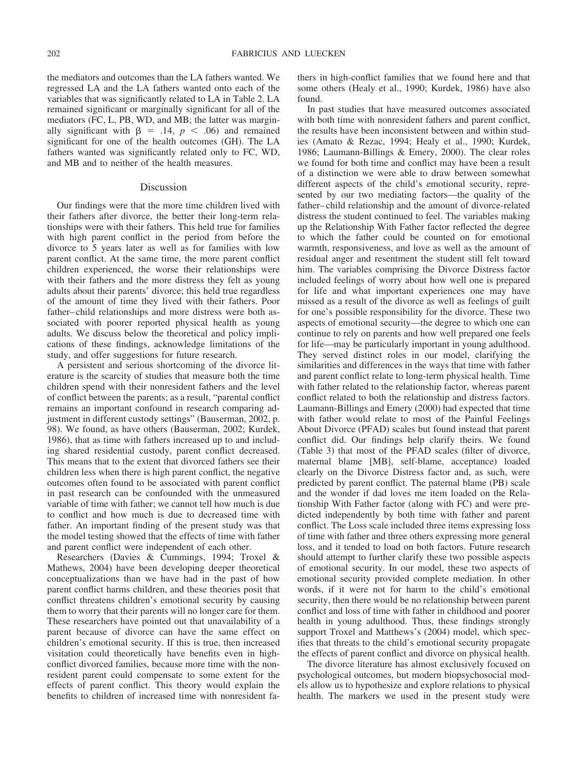the mediators and outcomes than the LA fathers wanted. We regressed LA and the LA fathers wanted onto each of the variables that was significantly related to LA in Table 2. LA remained significant or marginally significant for all of the mediators (FC, L, PB, WD, and MB; the latter was marginally significant with $\beta = .14$, $p < .06$) and remained significant for one of the health outcomes (GH). The LA fathers wanted was significantly related only to FC, WD, and MB and to neither of the health measures.

## Discussion

Our findings were that the more time children lived with their fathers after divorce, the better their long-term relationships were with their fathers. This held true for families with high parent conflict in the period from before the divorce to 5 years later as well as for families with low parent conflict. At the same time, the more parent conflict children experienced, the worse their relationships were with their fathers and the more distress they felt as young adults about their parents' divorce; this held true regardless of the amount of time they lived with their fathers. Poor father–child relationships and more distress were both associated with poorer reported physical health as young adults. We discuss below the theoretical and policy implications of these findings, acknowledge limitations of the study, and offer suggestions for future research.

A persistent and serious shortcoming of the divorce literature is the scarcity of studies that measure both the time children spend with their nonresident fathers and the level of conflict between the parents; as a result, "parental conflict remains an important confound in research comparing adjustment in different custody settings" (Bauserman, 2002, p. 98). We found, as have others (Bauserman, 2002; Kurdek, 1986), that as time with fathers increased up to and including shared residential custody, parent conflict decreased. This means that to the extent that divorced fathers see their children less when there is high parent conflict, the negative outcomes often found to be associated with parent conflict in past research can be confounded with the unmeasured variable of time with father; we cannot tell how much is due to conflict and how much is due to decreased time with father. An important finding of the present study was that the model testing showed that the effects of time with father and parent conflict were independent of each other.

Researchers (Davies & Cummings, 1994; Troxel & Mathews, 2004) have been developing deeper theoretical conceptualizations than we have had in the past of how parent conflict harms children, and these theories posit that conflict threatens children's emotional security by causing them to worry that their parents will no longer care for them. These researchers have pointed out that unavailability of a parent because of divorce can have the same effect on children's emotional security. If this is true, then increased visitation could theoretically have benefits even in high-conflict divorced families, because more time with the nonresident parent could compensate to some extent for the effects of parent conflict. This theory would explain the benefits to children of increased time with nonresident fathers in high-conflict families that we found here and that some others (Healy et al., 1990; Kurdek, 1986) have also found.

In past studies that have measured outcomes associated with both time with nonresident fathers and parent conflict, the results have been inconsistent between and within studies (Amato & Rezac, 1994; Healy et al., 1990; Kurdek, 1986; Laumann-Billings & Emery, 2000). The clear roles we found for both time and conflict may have been a result of a distinction we were able to draw between somewhat different aspects of the child's emotional security, represented by our two mediating factors—the quality of the father–child relationship and the amount of divorce-related distress the student continued to feel. The variables making up the Relationship With Father factor reflected the degree to which the father could be counted on for emotional warmth, responsiveness, and love as well as the amount of residual anger and resentment the student still felt toward him. The variables comprising the Divorce Distress factor included feelings of worry about how well one is prepared for life and what important experiences one may have missed as a result of the divorce as well as feelings of guilt for one's possible responsibility for the divorce. These two aspects of emotional security—the degree to which one can continue to rely on parents and how well prepared one feels for life—may be particularly important in young adulthood. They served distinct roles in our model, clarifying the similarities and differences in the ways that time with father and parent conflict relate to long-term physical health. Time with father related to the relationship factor, whereas parent conflict related to both the relationship and distress factors. Laumann-Billings and Emery (2000) had expected that time with father would relate to most of the Painful Feelings About Divorce (PFAD) scales but found instead that parent conflict did. Our findings help clarify theirs. We found (Table 3) that most of the PFAD scales (filter of divorce, maternal blame [MB], self-blame, acceptance) loaded clearly on the Divorce Distress factor and, as such, were predicted by parent conflict. The paternal blame (PB) scale and the wonder if dad loves me item loaded on the Relationship With Father factor (along with FC) and were predicted independently by both time with father and parent conflict. The Loss scale included three items expressing loss of time with father and three others expressing more general loss, and it tended to load on both factors. Future research should attempt to further clarify these two possible aspects of emotional security. In our model, these two aspects of emotional security provided complete mediation. In other words, if it were not for harm to the child's emotional security, then there would be no relationship between parent conflict and loss of time with father in childhood and poorer health in young adulthood. Thus, these findings strongly support Troxel and Matthews's (2004) model, which specifies that threats to the child's emotional security propagate the effects of parent conflict and divorce on physical health.

The divorce literature has almost exclusively focused on psychological outcomes, but modern biopsychosocial models allow us to hypothesize and explore relations to physical health. The markers we used in the present study were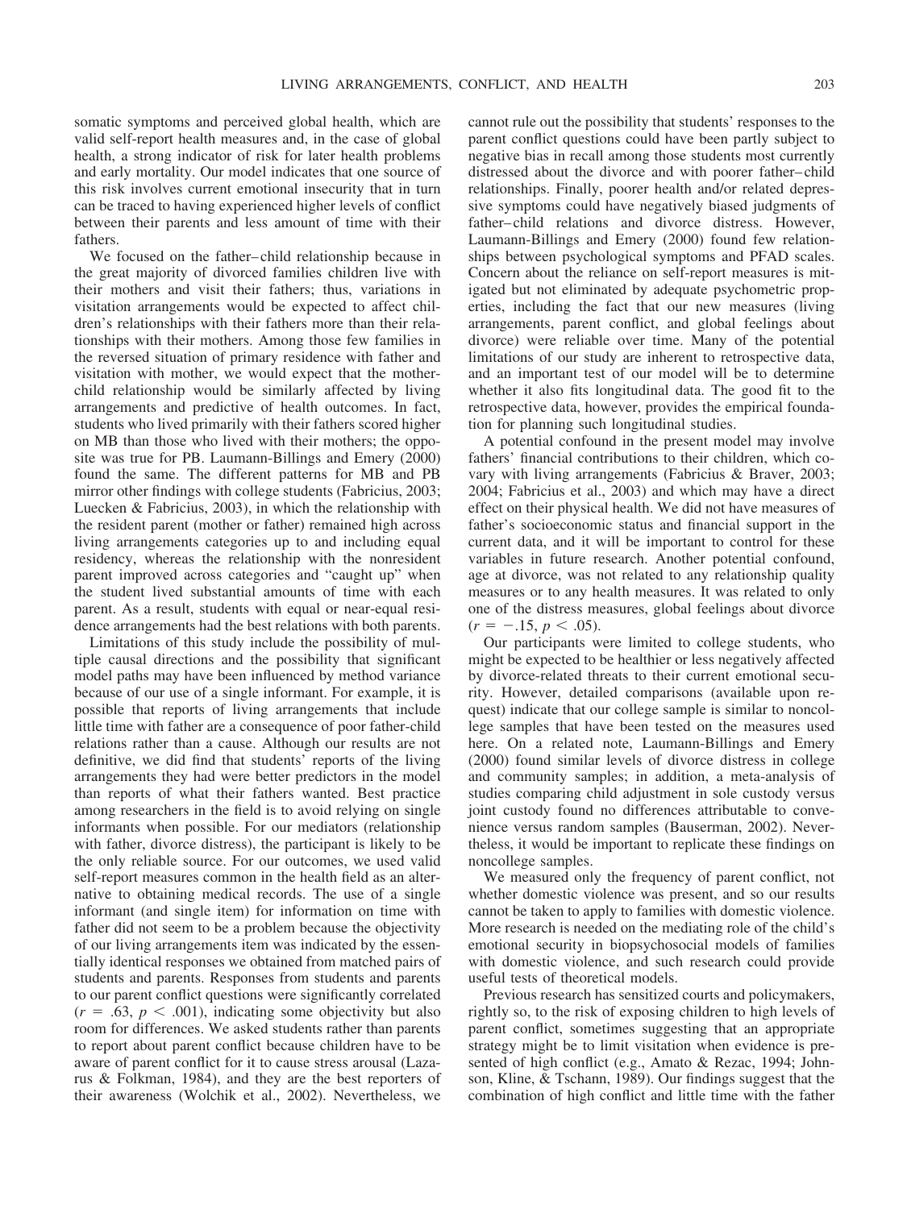somatic symptoms and perceived global health, which are valid self-report health measures and, in the case of global health, a strong indicator of risk for later health problems and early mortality. Our model indicates that one source of this risk involves current emotional insecurity that in turn can be traced to having experienced higher levels of conflict between their parents and less amount of time with their fathers.

We focused on the father–child relationship because in the great majority of divorced families children live with their mothers and visit their fathers; thus, variations in visitation arrangements would be expected to affect children's relationships with their fathers more than their relationships with their mothers. Among those few families in the reversed situation of primary residence with father and visitation with mother, we would expect that the mother-child relationship would be similarly affected by living arrangements and predictive of health outcomes. In fact, students who lived primarily with their fathers scored higher on MB than those who lived with their mothers; the opposite was true for PB. Laumann-Billings and Emery (2000) found the same. The different patterns for MB and PB mirror other findings with college students (Fabricius, 2003; Luecken & Fabricius, 2003), in which the relationship with the resident parent (mother or father) remained high across living arrangements categories up to and including equal residency, whereas the relationship with the nonresident parent improved across categories and "caught up" when the student lived substantial amounts of time with each parent. As a result, students with equal or near-equal residence arrangements had the best relations with both parents.

Limitations of this study include the possibility of multiple causal directions and the possibility that significant model paths may have been influenced by method variance because of our use of a single informant. For example, it is possible that reports of living arrangements that include little time with father are a consequence of poor father-child relations rather than a cause. Although our results are not definitive, we did find that students' reports of the living arrangements they had were better predictors in the model than reports of what their fathers wanted. Best practice among researchers in the field is to avoid relying on single informants when possible. For our mediators (relationship with father, divorce distress), the participant is likely to be the only reliable source. For our outcomes, we used valid self-report measures common in the health field as an alternative to obtaining medical records. The use of a single informant (and single item) for information on time with father did not seem to be a problem because the objectivity of our living arrangements item was indicated by the essentially identical responses we obtained from matched pairs of students and parents. Responses from students and parents to our parent conflict questions were significantly correlated ($r = .63$, $p < .001$), indicating some objectivity but also room for differences. We asked students rather than parents to report about parent conflict because children have to be aware of parent conflict for it to cause stress arousal (Lazarus & Folkman, 1984), and they are the best reporters of their awareness (Wolchik et al., 2002). Nevertheless, we cannot rule out the possibility that students' responses to the parent conflict questions could have been partly subject to negative bias in recall among those students most currently distressed about the divorce and with poorer father–child relationships. Finally, poorer health and/or related depressive symptoms could have negatively biased judgments of father–child relations and divorce distress. However, Laumann-Billings and Emery (2000) found few relationships between psychological symptoms and PFAD scales. Concern about the reliance on self-report measures is mitigated but not eliminated by adequate psychometric properties, including the fact that our new measures (living arrangements, parent conflict, and global feelings about divorce) were reliable over time. Many of the potential limitations of our study are inherent to retrospective data, and an important test of our model will be to determine whether it also fits longitudinal data. The good fit to the retrospective data, however, provides the empirical foundation for planning such longitudinal studies.

A potential confound in the present model may involve fathers' financial contributions to their children, which covary with living arrangements (Fabricius & Braver, 2003; 2004; Fabricius et al., 2003) and which may have a direct effect on their physical health. We did not have measures of father's socioeconomic status and financial support in the current data, and it will be important to control for these variables in future research. Another potential confound, age at divorce, was not related to any relationship quality measures or to any health measures. It was related to only one of the distress measures, global feelings about divorce ($r = -.15$, $p < .05$).

Our participants were limited to college students, who might be expected to be healthier or less negatively affected by divorce-related threats to their current emotional security. However, detailed comparisons (available upon request) indicate that our college sample is similar to noncollege samples that have been tested on the measures used here. On a related note, Laumann-Billings and Emery (2000) found similar levels of divorce distress in college and community samples; in addition, a meta-analysis of studies comparing child adjustment in sole custody versus joint custody found no differences attributable to convenience versus random samples (Bauserman, 2002). Nevertheless, it would be important to replicate these findings on noncollege samples.

We measured only the frequency of parent conflict, not whether domestic violence was present, and so our results cannot be taken to apply to families with domestic violence. More research is needed on the mediating role of the child's emotional security in biopsychosocial models of families with domestic violence, and such research could provide useful tests of theoretical models.

Previous research has sensitized courts and policymakers, rightly so, to the risk of exposing children to high levels of parent conflict, sometimes suggesting that an appropriate strategy might be to limit visitation when evidence is presented of high conflict (e.g., Amato & Rezac, 1994; Johnson, Kline, & Tschann, 1989). Our findings suggest that the combination of high conflict and little time with the father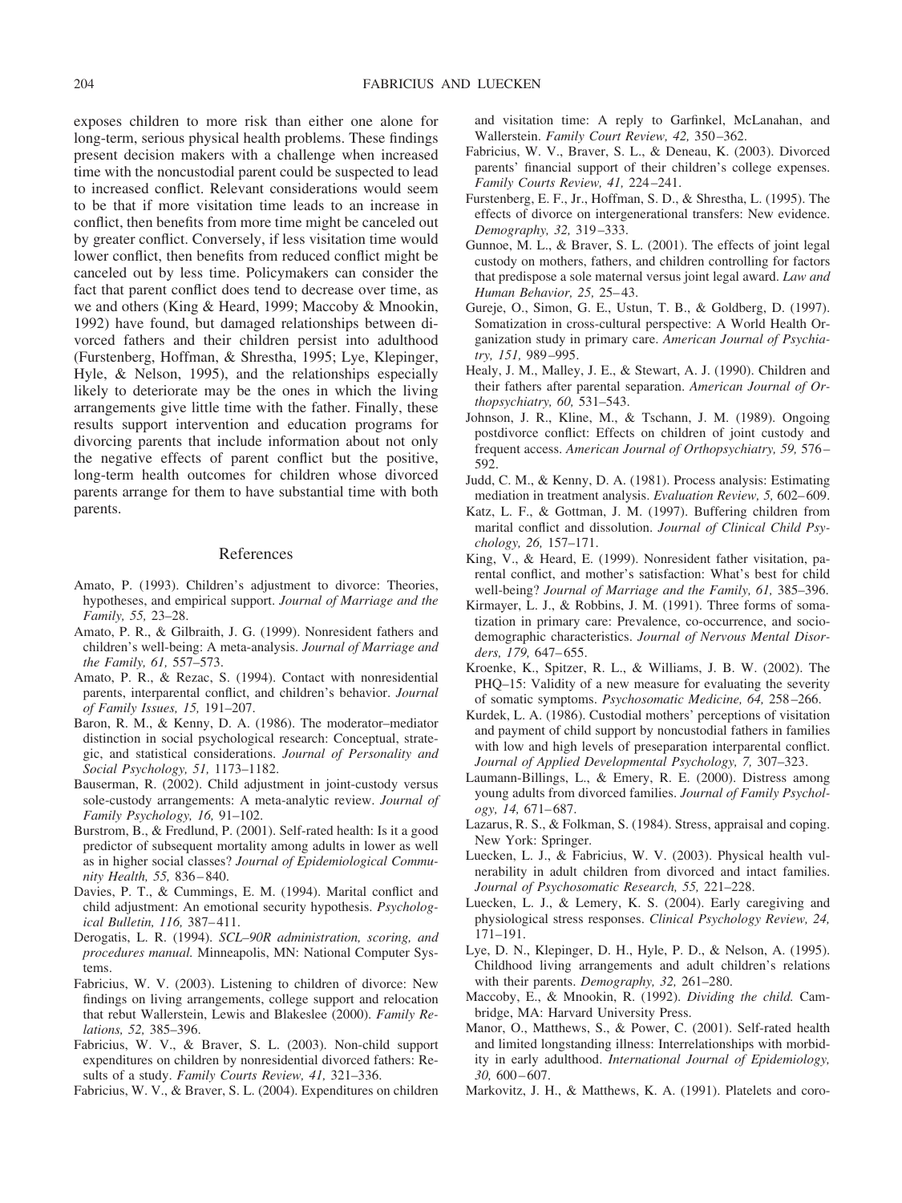exposes children to more risk than either one alone for long-term, serious physical health problems. These findings present decision makers with a challenge when increased time with the noncustodial parent could be suspected to lead to increased conflict. Relevant considerations would seem to be that if more visitation time leads to an increase in conflict, then benefits from more time might be canceled out by greater conflict. Conversely, if less visitation time would lower conflict, then benefits from reduced conflict might be canceled out by less time. Policymakers can consider the fact that parent conflict does tend to decrease over time, as we and others (King & Heard, 1999; Maccoby & Mnookin, 1992) have found, but damaged relationships between divorced fathers and their children persist into adulthood (Furstenberg, Hoffman, & Shrestha, 1995; Lye, Klepinger, Hyle, & Nelson, 1995), and the relationships especially likely to deteriorate may be the ones in which the living arrangements give little time with the father. Finally, these results support intervention and education programs for divorcing parents that include information about not only the negative effects of parent conflict but the positive, long-term health outcomes for children whose divorced parents arrange for them to have substantial time with both parents.

## References

Amato, P. (1993). Children's adjustment to divorce: Theories, hypotheses, and empirical support. *Journal of Marriage and the Family, 55,* 23–28.

Amato, P. R., & Gilbraith, J. G. (1999). Nonresident fathers and children's well-being: A meta-analysis. *Journal of Marriage and the Family, 61,* 557–573.

Amato, P. R., & Rezac, S. (1994). Contact with nonresidential parents, interparental conflict, and children's behavior. *Journal of Family Issues, 15,* 191–207.

Baron, R. M., & Kenny, D. A. (1986). The moderator–mediator distinction in social psychological research: Conceptual, strategic, and statistical considerations. *Journal of Personality and Social Psychology, 51,* 1173–1182.

Bauserman, R. (2002). Child adjustment in joint-custody versus sole-custody arrangements: A meta-analytic review. *Journal of Family Psychology, 16,* 91–102.

Burstrom, B., & Fredlund, P. (2001). Self-rated health: Is it a good predictor of subsequent mortality among adults in lower as well as in higher social classes? *Journal of Epidemiological Community Health, 55,* 836–840.

Davies, P. T., & Cummings, E. M. (1994). Marital conflict and child adjustment: An emotional security hypothesis. *Psychological Bulletin, 116,* 387–411.

Derogatis, L. R. (1994). *SCL–90R administration, scoring, and procedures manual.* Minneapolis, MN: National Computer Systems.

Fabricius, W. V. (2003). Listening to children of divorce: New findings on living arrangements, college support and relocation that rebut Wallerstein, Lewis and Blakeslee (2000). *Family Relations, 52,* 385–396.

Fabricius, W. V., & Braver, S. L. (2003). Non-child support expenditures on children by nonresidential divorced fathers: Results of a study. *Family Courts Review, 41,* 321–336.

Fabricius, W. V., & Braver, S. L. (2004). Expenditures on children and visitation time: A reply to Garfinkel, McLanahan, and Wallerstein. *Family Court Review, 42,* 350–362.

Fabricius, W. V., Braver, S. L., & Deneau, K. (2003). Divorced parents' financial support of their children's college expenses. *Family Courts Review, 41,* 224–241.

Furstenberg, E. F., Jr., Hoffman, S. D., & Shrestha, L. (1995). The effects of divorce on intergenerational transfers: New evidence. *Demography, 32,* 319–333.

Gunnoe, M. L., & Braver, S. L. (2001). The effects of joint legal custody on mothers, fathers, and children controlling for factors that predispose a sole maternal versus joint legal award. *Law and Human Behavior, 25,* 25–43.

Gureje, O., Simon, G. E., Ustun, T. B., & Goldberg, D. (1997). Somatization in cross-cultural perspective: A World Health Organization study in primary care. *American Journal of Psychiatry, 151,* 989–995.

Healy, J. M., Malley, J. E., & Stewart, A. J. (1990). Children and their fathers after parental separation. *American Journal of Orthopsychiatry, 60,* 531–543.

Johnson, J. R., Kline, M., & Tschann, J. M. (1989). Ongoing postdivorce conflict: Effects on children of joint custody and frequent access. *American Journal of Orthopsychiatry, 59,* 576–592.

Judd, C. M., & Kenny, D. A. (1981). Process analysis: Estimating mediation in treatment analysis. *Evaluation Review, 5,* 602–609.

Katz, L. F., & Gottman, J. M. (1997). Buffering children from marital conflict and dissolution. *Journal of Clinical Child Psychology, 26,* 157–171.

King, V., & Heard, E. (1999). Nonresident father visitation, parental conflict, and mother's satisfaction: What's best for child well-being? *Journal of Marriage and the Family, 61,* 385–396.

Kirmayer, L. J., & Robbins, J. M. (1991). Three forms of somatization in primary care: Prevalence, co-occurrence, and sociodemographic characteristics. *Journal of Nervous Mental Disorders, 179,* 647–655.

Kroenke, K., Spitzer, R. L., & Williams, J. B. W. (2002). The PHQ–15: Validity of a new measure for evaluating the severity of somatic symptoms. *Psychosomatic Medicine, 64,* 258–266.

Kurdek, L. A. (1986). Custodial mothers' perceptions of visitation and payment of child support by noncustodial fathers in families with low and high levels of preseparation interparental conflict. *Journal of Applied Developmental Psychology, 7,* 307–323.

Laumann-Billings, L., & Emery, R. E. (2000). Distress among young adults from divorced families. *Journal of Family Psychology, 14,* 671–687.

Lazarus, R. S., & Folkman, S. (1984). Stress, appraisal and coping. New York: Springer.

Luecken, L. J., & Fabricius, W. V. (2003). Physical health vulnerability in adult children from divorced and intact families. *Journal of Psychosomatic Research, 55,* 221–228.

Luecken, L. J., & Lemery, K. S. (2004). Early caregiving and physiological stress responses. *Clinical Psychology Review, 24,* 171–191.

Lye, D. N., Klepinger, D. H., Hyle, P. D., & Nelson, A. (1995). Childhood living arrangements and adult children's relations with their parents. *Demography, 32,* 261–280.

Maccoby, E., & Mnookin, R. (1992). *Dividing the child.* Cambridge, MA: Harvard University Press.

Manor, O., Matthews, S., & Power, C. (2001). Self-rated health and limited longstanding illness: Interrelationships with morbidity in early adulthood. *International Journal of Epidemiology, 30,* 600–607.

Markovitz, J. H., & Matthews, K. A. (1991). Platelets and coro-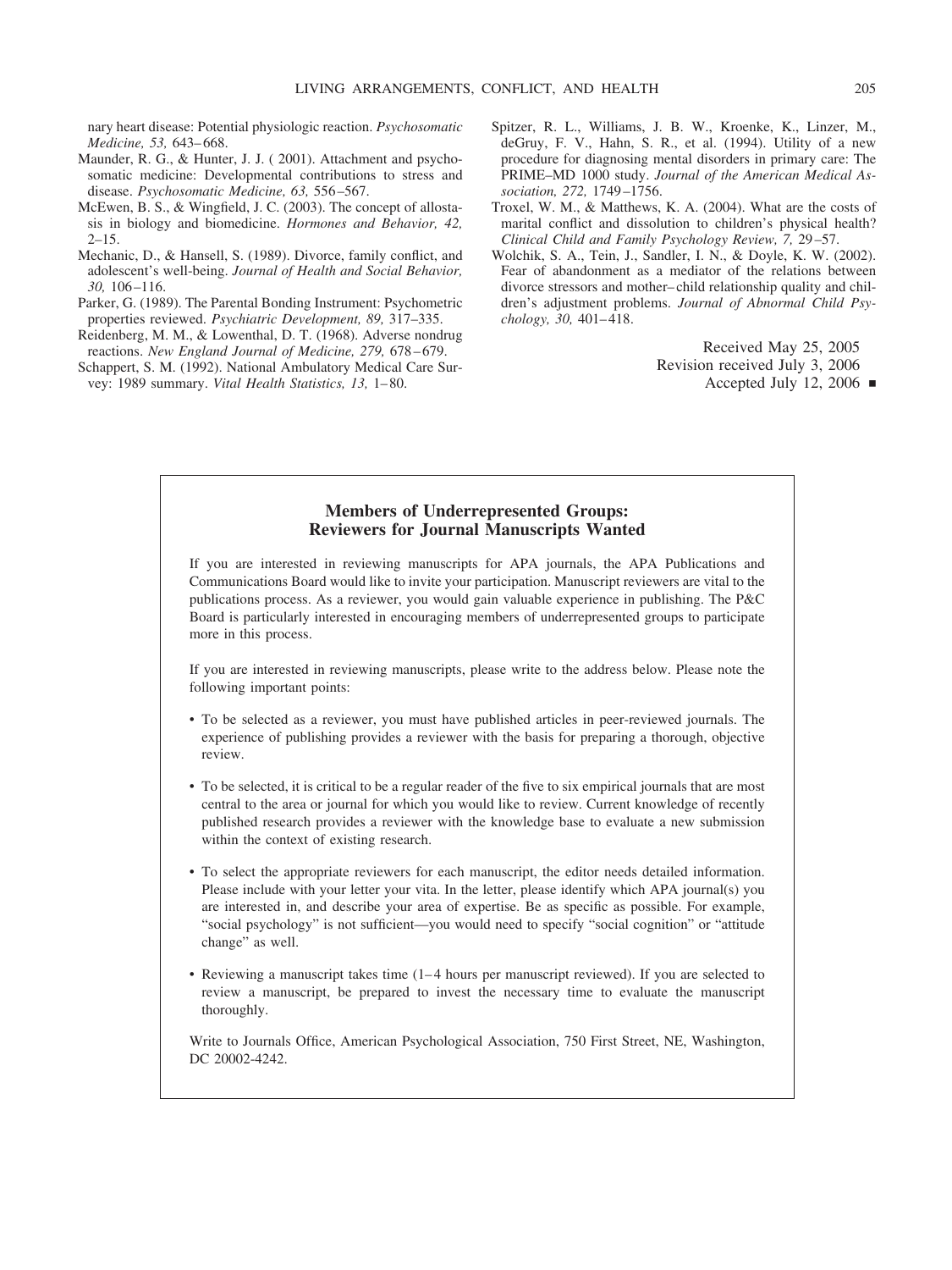nary heart disease: Potential physiologic reaction. *Psychosomatic Medicine, 53,* 643–668.

Maunder, R. G., & Hunter, J. J. ( 2001). Attachment and psychosomatic medicine: Developmental contributions to stress and disease. *Psychosomatic Medicine, 63,* 556–567.

McEwen, B. S., & Wingfield, J. C. (2003). The concept of allostasis in biology and biomedicine. *Hormones and Behavior, 42,* 2–15.

Mechanic, D., & Hansell, S. (1989). Divorce, family conflict, and adolescent's well-being. *Journal of Health and Social Behavior, 30,* 106–116.

Parker, G. (1989). The Parental Bonding Instrument: Psychometric properties reviewed. *Psychiatric Development, 89,* 317–335.

Reidenberg, M. M., & Lowenthal, D. T. (1968). Adverse nondrug reactions. *New England Journal of Medicine, 279,* 678–679.

Schappert, S. M. (1992). National Ambulatory Medical Care Survey: 1989 summary. *Vital Health Statistics, 13,* 1–80.

Spitzer, R. L., Williams, J. B. W., Kroenke, K., Linzer, M., deGruy, F. V., Hahn, S. R., et al. (1994). Utility of a new procedure for diagnosing mental disorders in primary care: The PRIME–MD 1000 study. *Journal of the American Medical Association, 272,* 1749–1756.

Troxel, W. M., & Matthews, K. A. (2004). What are the costs of marital conflict and dissolution to children's physical health? *Clinical Child and Family Psychology Review, 7,* 29–57.

Wolchik, S. A., Tein, J., Sandler, I. N., & Doyle, K. W. (2002). Fear of abandonment as a mediator of the relations between divorce stressors and mother–child relationship quality and children's adjustment problems. *Journal of Abnormal Child Psychology, 30,* 401–418.

Received May 25, 2005
Revision received July 3, 2006
Accepted July 12, 2006 ■

## Members of Underrepresented Groups: Reviewers for Journal Manuscripts Wanted

If you are interested in reviewing manuscripts for APA journals, the APA Publications and Communications Board would like to invite your participation. Manuscript reviewers are vital to the publications process. As a reviewer, you would gain valuable experience in publishing. The P&C Board is particularly interested in encouraging members of underrepresented groups to participate more in this process.

If you are interested in reviewing manuscripts, please write to the address below. Please note the following important points:

- To be selected as a reviewer, you must have published articles in peer-reviewed journals. The experience of publishing provides a reviewer with the basis for preparing a thorough, objective review.
- To be selected, it is critical to be a regular reader of the five to six empirical journals that are most central to the area or journal for which you would like to review. Current knowledge of recently published research provides a reviewer with the knowledge base to evaluate a new submission within the context of existing research.
- To select the appropriate reviewers for each manuscript, the editor needs detailed information. Please include with your letter your vita. In the letter, please identify which APA journal(s) you are interested in, and describe your area of expertise. Be as specific as possible. For example, "social psychology" is not sufficient—you would need to specify "social cognition" or "attitude change" as well.
- Reviewing a manuscript takes time (1–4 hours per manuscript reviewed). If you are selected to review a manuscript, be prepared to invest the necessary time to evaluate the manuscript thoroughly.

Write to Journals Office, American Psychological Association, 750 First Street, NE, Washington, DC 20002-4242.